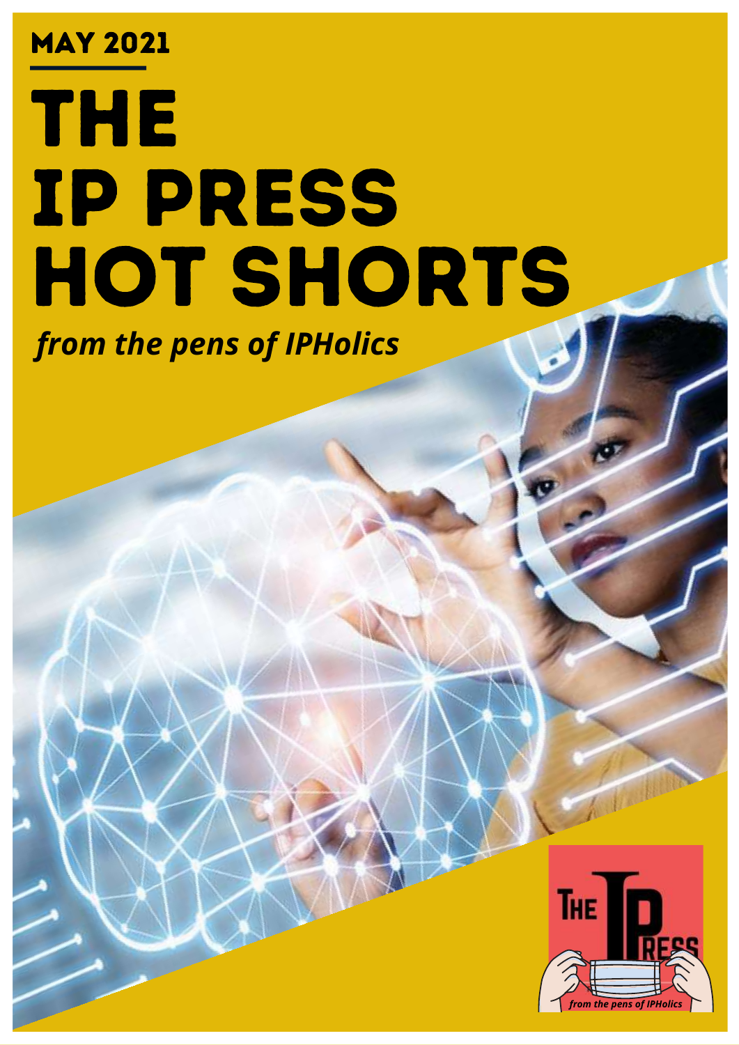MAY 2021

# THE IP PRESS HOT SHORTS

*from the pens of IPHolics*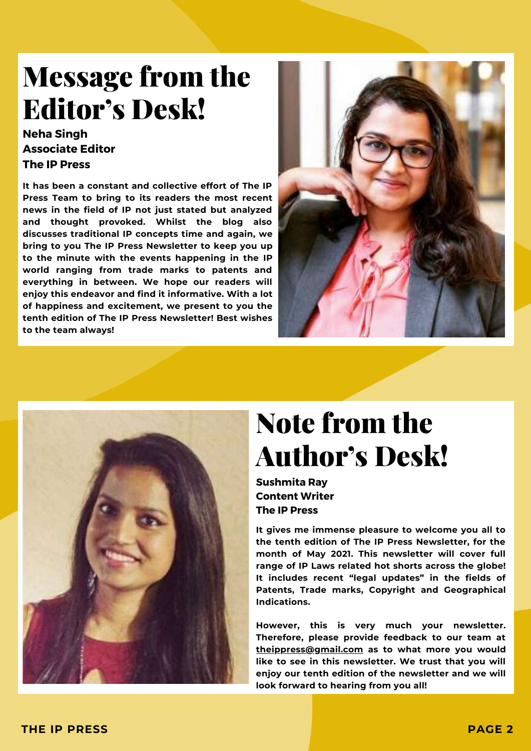# Message from the Editor's Desk!

**Neha Singh**
**Associate Editor**
**The IP Press**

**It has been a constant and collective effort of The IP Press Team to bring to its readers the most recent news in the field of IP not just stated but analyzed and thought provoked. Whilst the blog also discusses traditional IP concepts time and again, we bring to you The IP Press Newsletter to keep you up to the minute with the events happening in the IP world ranging from trade marks to patents and everything in between. We hope our readers will enjoy this endeavor and find it informative. With a lot of happiness and excitement, we present to you the tenth edition of The IP Press Newsletter! Best wishes to the team always!**

# Note from the Author's Desk!

**Sushmita Ray**
**Content Writer**
**The IP Press**

**It gives me immense pleasure to welcome you all to the tenth edition of The IP Press Newsletter, for the month of May 2021. This newsletter will cover full range of IP Laws related hot shorts across the globe! It includes recent "legal updates" in the fields of Patents, Trade marks, Copyright and Geographical Indications.**

**However, this is very much your newsletter. Therefore, please provide feedback to our team at theippress@gmail.com as to what more you would like to see in this newsletter. We trust that you will enjoy our tenth edition of the newsletter and we will look forward to hearing from you all!**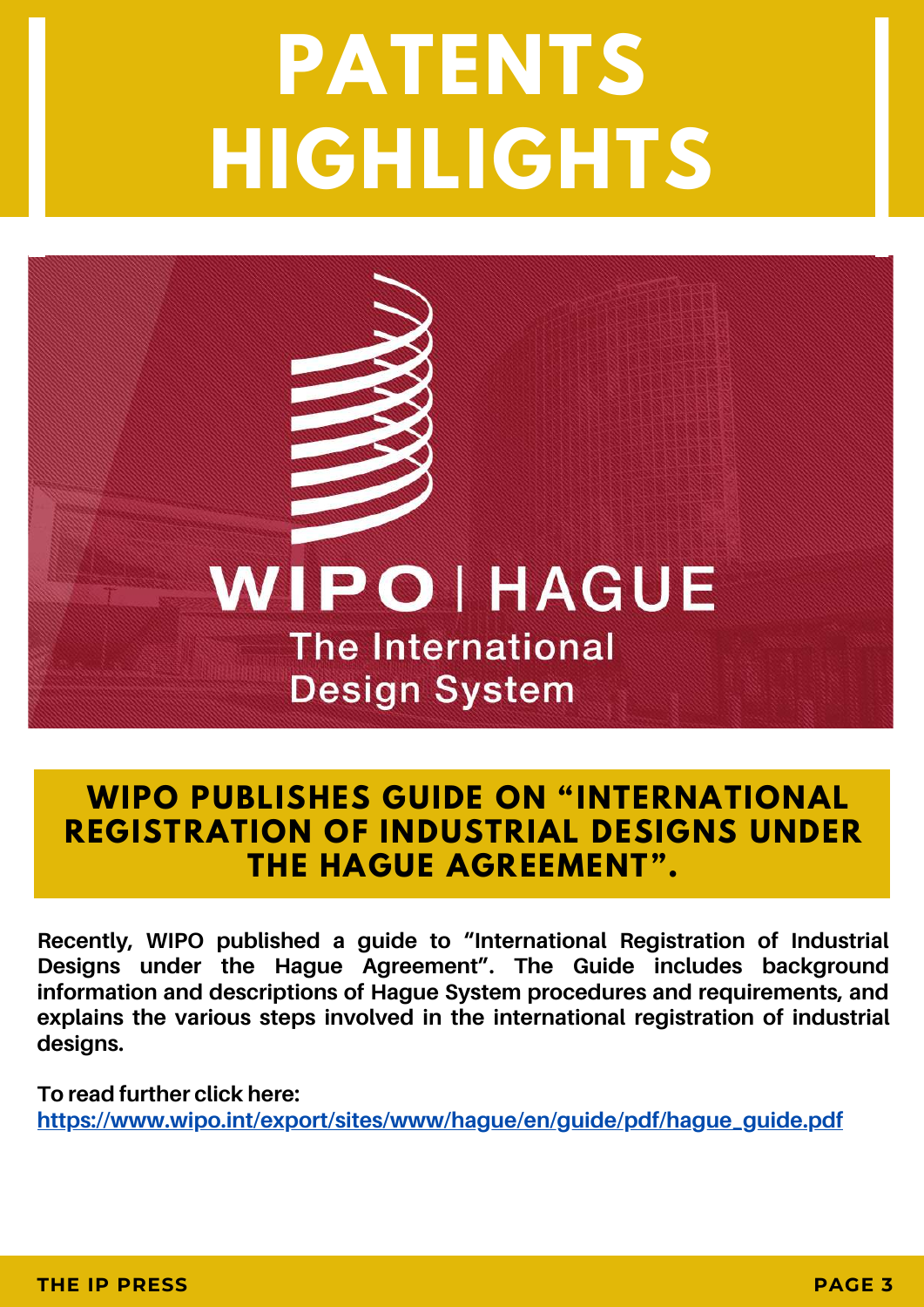# PATENTS HIGHLIGHTS

## WIPO PUBLISHES GUIDE ON "INTERNATIONAL REGISTRATION OF INDUSTRIAL DESIGNS UNDER THE HAGUE AGREEMENT".

**Recently, WIPO published a guide to "International Registration of Industrial Designs under the Hague Agreement". The Guide includes background information and descriptions of Hague System procedures and requirements, and explains the various steps involved in the international registration of industrial designs.**

**To read further click here:**
https://www.wipo.int/export/sites/www/hague/en/guide/pdf/hague_guide.pdf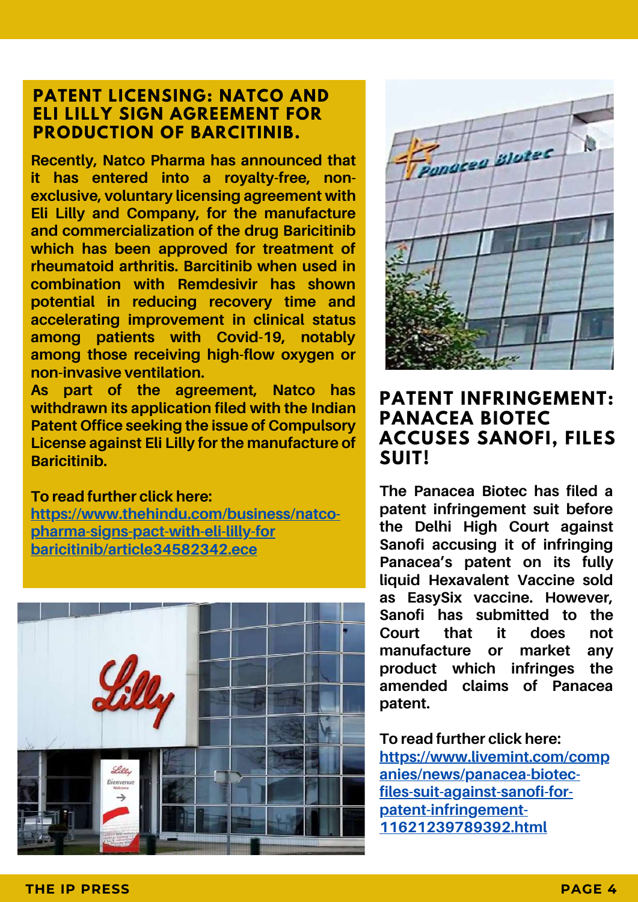## PATENT LICENSING: NATCO AND ELI LILLY SIGN AGREEMENT FOR PRODUCTION OF BARCITINIB.

**Recently, Natco Pharma has announced that it has entered into a royalty-free, non-exclusive, voluntary licensing agreement with Eli Lilly and Company, for the manufacture and commercialization of the drug Baricitinib which has been approved for treatment of rheumatoid arthritis. Barcitinib when used in combination with Remdesivir has shown potential in reducing recovery time and accelerating improvement in clinical status among patients with Covid-19, notably among those receiving high-flow oxygen or non-invasive ventilation.**

**As part of the agreement, Natco has withdrawn its application filed with the Indian Patent Office seeking the issue of Compulsory License against Eli Lilly for the manufacture of Baricitinib.**

**To read further click here:**
[https://www.thehindu.com/business/natco-pharma-signs-pact-with-eli-lilly-for baricitinib/article34582342.ece](https://www.thehindu.com/business/natco-pharma-signs-pact-with-eli-lilly-for-baricitinib/article34582342.ece)

## PATENT INFRINGEMENT: PANACEA BIOTEC ACCUSES SANOFI, FILES SUIT!

**The Panacea Biotec has filed a patent infringement suit before the Delhi High Court against Sanofi accusing it of infringing Panacea's patent on its fully liquid Hexavalent Vaccine sold as EasySix vaccine. However, Sanofi has submitted to the Court that it does not manufacture or market any product which infringes the amended claims of Panacea patent.**

**To read further click here:**
[https://www.livemint.com/companies/news/panacea-biotec-files-suit-against-sanofi-for-patent-infringement-11621239789392.html](https://www.livemint.com/companies/news/panacea-biotec-files-suit-against-sanofi-for-patent-infringement-11621239789392.html)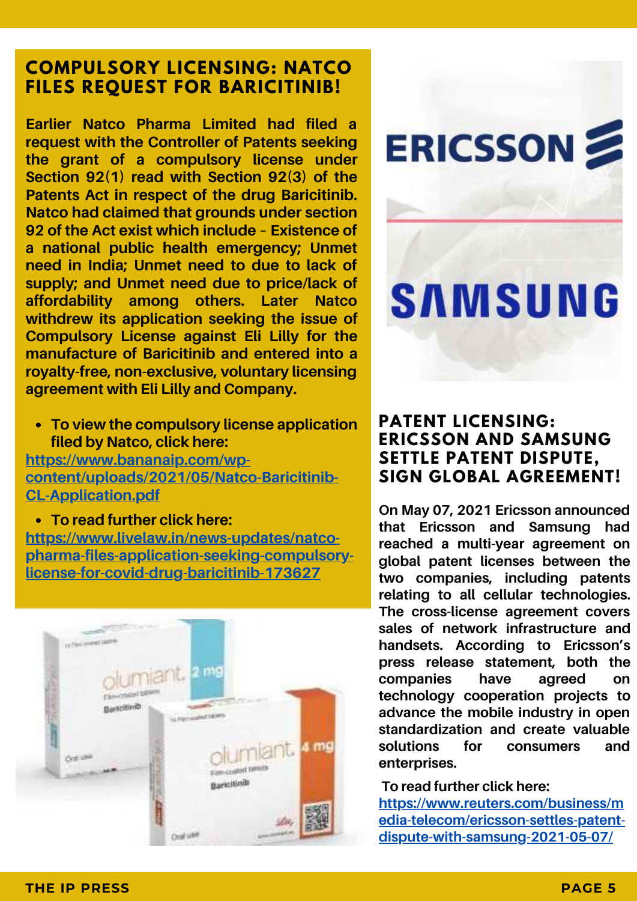## COMPULSORY LICENSING: NATCO FILES REQUEST FOR BARICITINIB!

**Earlier Natco Pharma Limited had filed a request with the Controller of Patents seeking the grant of a compulsory license under Section 92(1) read with Section 92(3) of the Patents Act in respect of the drug Baricitinib. Natco had claimed that grounds under section 92 of the Act exist which include – Existence of a national public health emergency; Unmet need in India; Unmet need to due to lack of supply; and Unmet need due to price/lack of affordability among others. Later Natco withdrew its application seeking the issue of Compulsory License against Eli Lilly for the manufacture of Baricitinib and entered into a royalty-free, non-exclusive, voluntary licensing agreement with Eli Lilly and Company.**

- **To view the compulsory license application filed by Natco, click here:**

[https://www.bananaip.com/wp-content/uploads/2021/05/Natco-Baricitinib-CL-Application.pdf](https://www.bananaip.com/wp-content/uploads/2021/05/Natco-Baricitinib-CL-Application.pdf)

- **To read further click here:**

[https://www.livelaw.in/news-updates/natco-pharma-files-application-seeking-compulsory-license-for-covid-drug-baricitinib-173627](https://www.livelaw.in/news-updates/natco-pharma-files-application-seeking-compulsory-license-for-covid-drug-baricitinib-173627)

## PATENT LICENSING: ERICSSON AND SAMSUNG SETTLE PATENT DISPUTE, SIGN GLOBAL AGREEMENT!

**On May 07, 2021 Ericsson announced that Ericsson and Samsung had reached a multi-year agreement on global patent licenses between the two companies, including patents relating to all cellular technologies. The cross-license agreement covers sales of network infrastructure and handsets. According to Ericsson's press release statement, both the companies have agreed on technology cooperation projects to advance the mobile industry in open standardization and create valuable solutions for consumers and enterprises.**

**To read further click here:**

[https://www.reuters.com/business/media-telecom/ericsson-settles-patent-dispute-with-samsung-2021-05-07/](https://www.reuters.com/business/media-telecom/ericsson-settles-patent-dispute-with-samsung-2021-05-07/)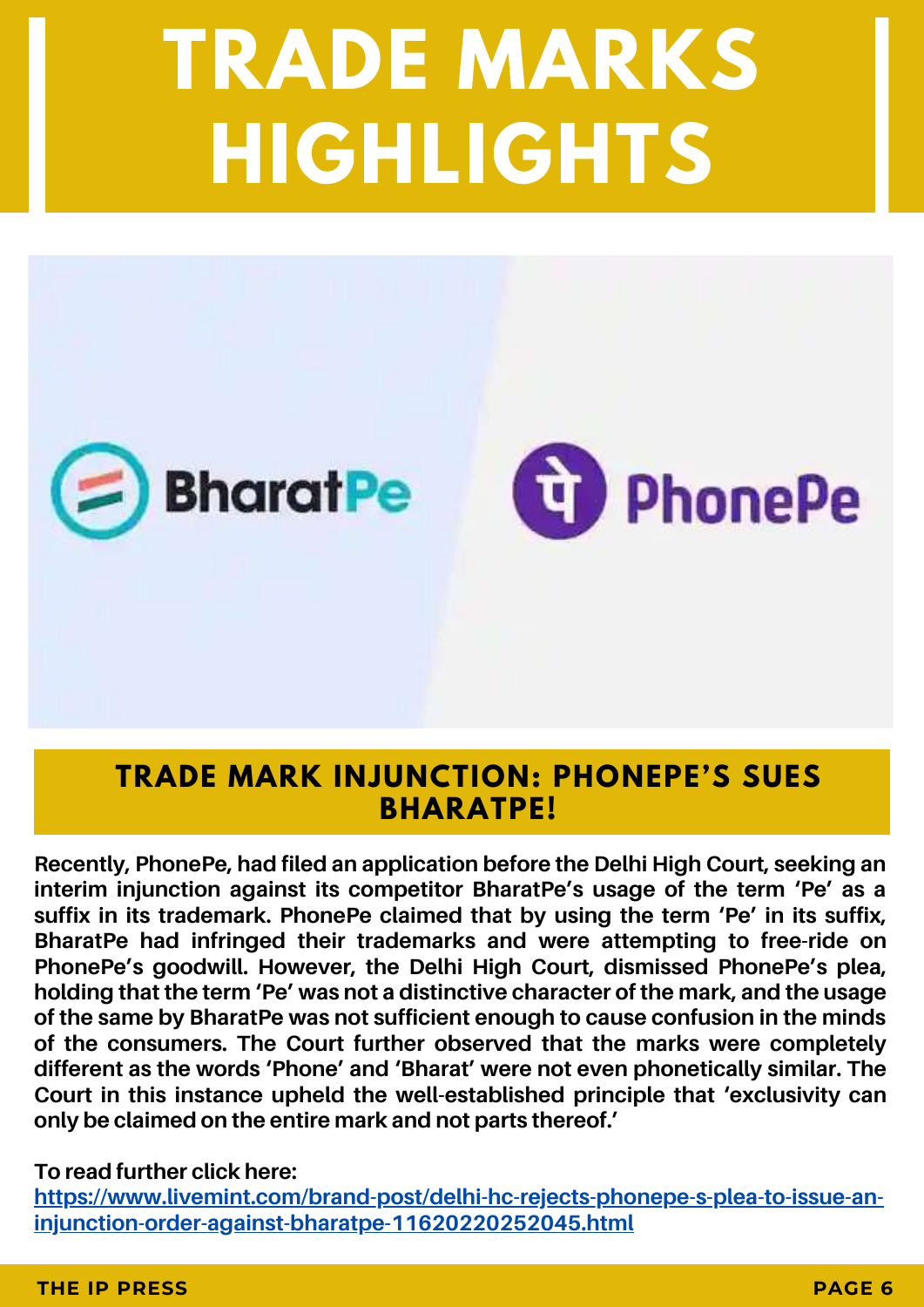# TRADE MARKS HIGHLIGHTS

## TRADE MARK INJUNCTION: PHONEPE'S SUES BHARATPE!

**Recently, PhonePe, had filed an application before the Delhi High Court, seeking an interim injunction against its competitor BharatPe's usage of the term 'Pe' as a suffix in its trademark. PhonePe claimed that by using the term 'Pe' in its suffix, BharatPe had infringed their trademarks and were attempting to free-ride on PhonePe's goodwill. However, the Delhi High Court, dismissed PhonePe's plea, holding that the term 'Pe' was not a distinctive character of the mark, and the usage of the same by BharatPe was not sufficient enough to cause confusion in the minds of the consumers. The Court further observed that the marks were completely different as the words 'Phone' and 'Bharat' were not even phonetically similar. The Court in this instance upheld the well-established principle that 'exclusivity can only be claimed on the entire mark and not parts thereof.'**

**To read further click here:**
**https://www.livemint.com/brand-post/delhi-hc-rejects-phonepe-s-plea-to-issue-an-injunction-order-against-bharatpe-11620220252045.html**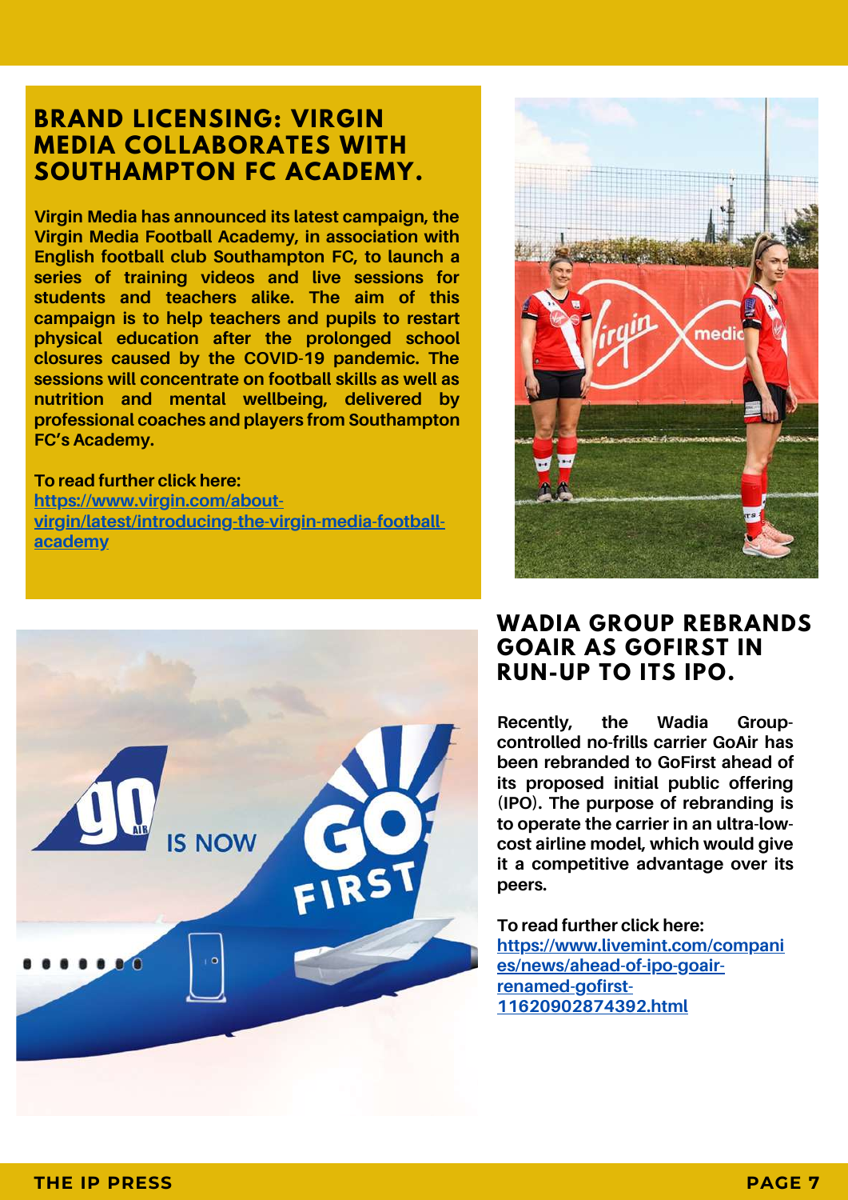## BRAND LICENSING: VIRGIN MEDIA COLLABORATES WITH SOUTHAMPTON FC ACADEMY.

**Virgin Media has announced its latest campaign, the Virgin Media Football Academy, in association with English football club Southampton FC, to launch a series of training videos and live sessions for students and teachers alike. The aim of this campaign is to help teachers and pupils to restart physical education after the prolonged school closures caused by the COVID-19 pandemic. The sessions will concentrate on football skills as well as nutrition and mental wellbeing, delivered by professional coaches and players from Southampton FC's Academy.**

**To read further click here:**
**https://www.virgin.com/about-virgin/latest/introducing-the-virgin-media-football-academy**

## WADIA GROUP REBRANDS GOAIR AS GOFIRST IN RUN-UP TO ITS IPO.

**Recently, the Wadia Group-controlled no-frills carrier GoAir has been rebranded to GoFirst ahead of its proposed initial public offering (IPO). The purpose of rebranding is to operate the carrier in an ultra-low-cost airline model, which would give it a competitive advantage over its peers.**

**To read further click here:**
**https://www.livemint.com/companies/news/ahead-of-ipo-goair-renamed-gofirst-11620902874392.html**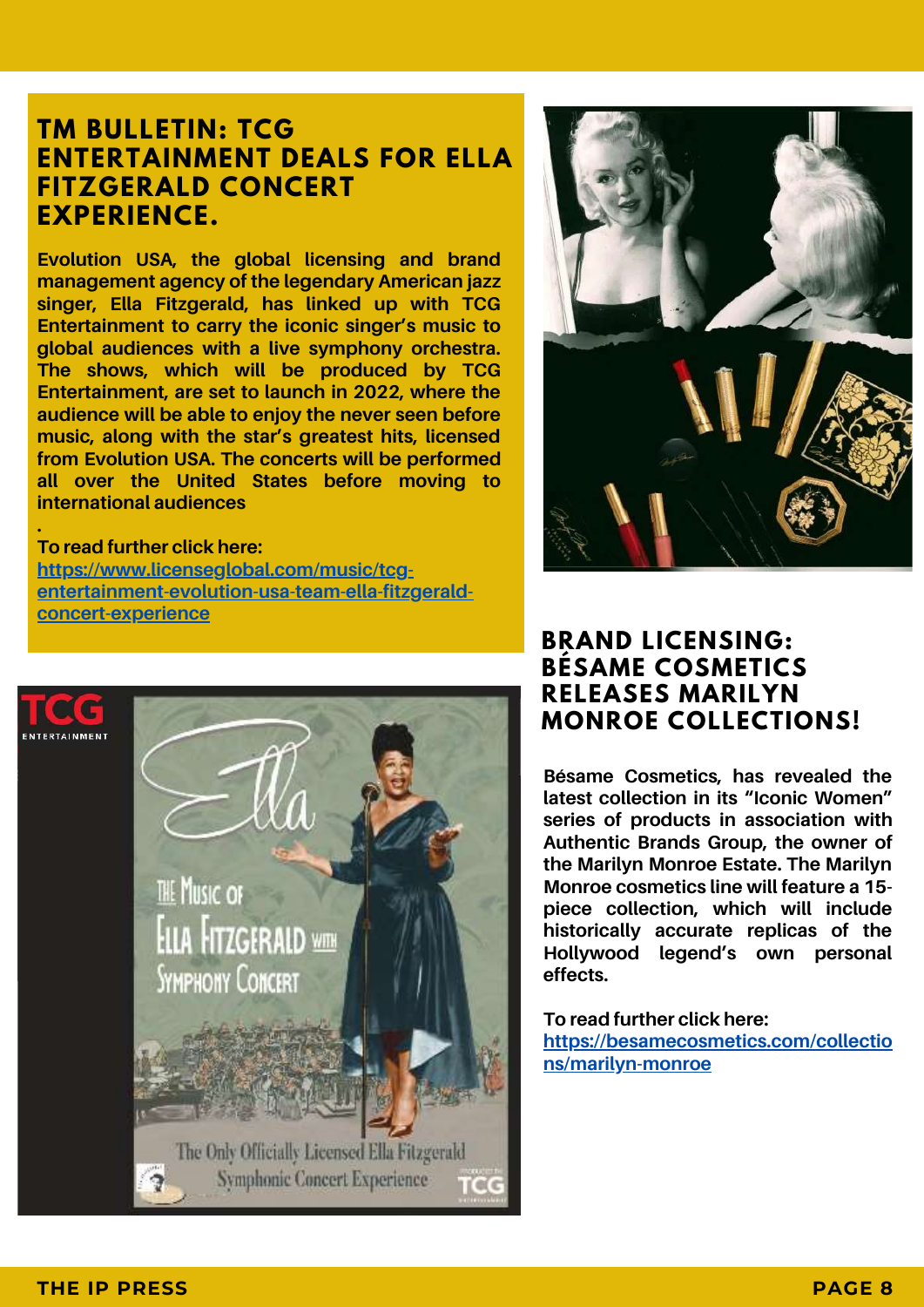## TM BULLETIN: TCG ENTERTAINMENT DEALS FOR ELLA FITZGERALD CONCERT EXPERIENCE.

**Evolution USA, the global licensing and brand management agency of the legendary American jazz singer, Ella Fitzgerald, has linked up with TCG Entertainment to carry the iconic singer's music to global audiences with a live symphony orchestra. The shows, which will be produced by TCG Entertainment, are set to launch in 2022, where the audience will be able to enjoy the never seen before music, along with the star's greatest hits, licensed from Evolution USA. The concerts will be performed all over the United States before moving to international audiences**

**.**

**To read further click here:**
**https://www.licenseglobal.com/music/tcg-entertainment-evolution-usa-team-ella-fitzgerald-concert-experience**

## BRAND LICENSING: BÉSAME COSMETICS RELEASES MARILYN MONROE COLLECTIONS!

**Bésame Cosmetics, has revealed the latest collection in its "Iconic Women" series of products in association with Authentic Brands Group, the owner of the Marilyn Monroe Estate. The Marilyn Monroe cosmetics line will feature a 15-piece collection, which will include historically accurate replicas of the Hollywood legend's own personal effects.**

**To read further click here:**
**https://besamecosmetics.com/collections/marilyn-monroe**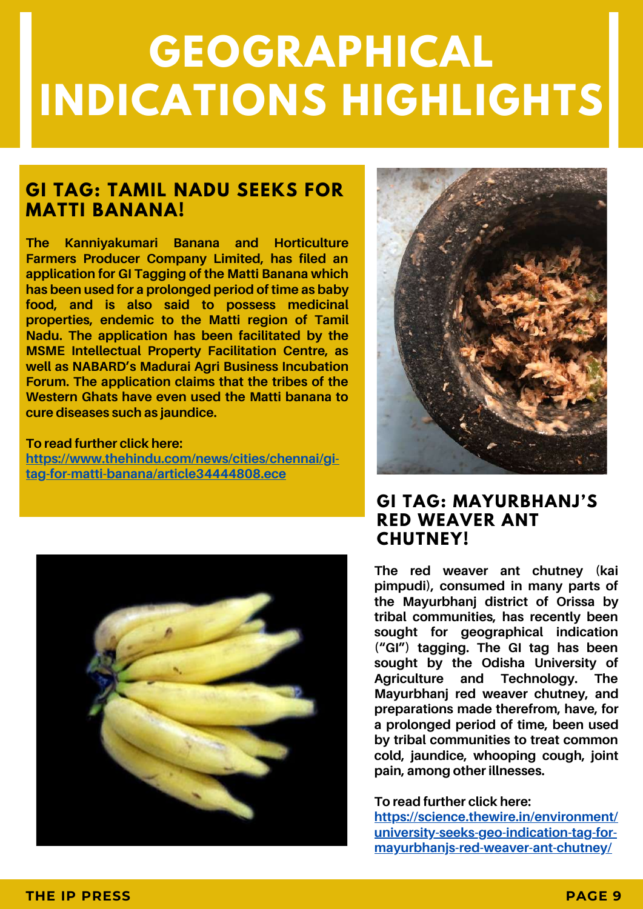# GEOGRAPHICAL INDICATIONS HIGHLIGHTS

## GI TAG: TAMIL NADU SEEKS FOR MATTI BANANA!

**The Kanniyakumari Banana and Horticulture Farmers Producer Company Limited, has filed an application for GI Tagging of the Matti Banana which has been used for a prolonged period of time as baby food, and is also said to possess medicinal properties, endemic to the Matti region of Tamil Nadu. The application has been facilitated by the MSME Intellectual Property Facilitation Centre, as well as NABARD's Madurai Agri Business Incubation Forum. The application claims that the tribes of the Western Ghats have even used the Matti banana to cure diseases such as jaundice.**

**To read further click here:**
**https://www.thehindu.com/news/cities/chennai/gi-tag-for-matti-banana/article34444808.ece**

## GI TAG: MAYURBHANJ'S RED WEAVER ANT CHUTNEY!

**The red weaver ant chutney (kai pimpudi), consumed in many parts of the Mayurbhanj district of Orissa by tribal communities, has recently been sought for geographical indication ("GI") tagging. The GI tag has been sought by the Odisha University of Agriculture and Technology. The Mayurbhanj red weaver chutney, and preparations made therefrom, have, for a prolonged period of time, been used by tribal communities to treat common cold, jaundice, whooping cough, joint pain, among other illnesses.**

**To read further click here:**
**https://science.thewire.in/environment/university-seeks-geo-indication-tag-for-mayurbhanjs-red-weaver-ant-chutney/**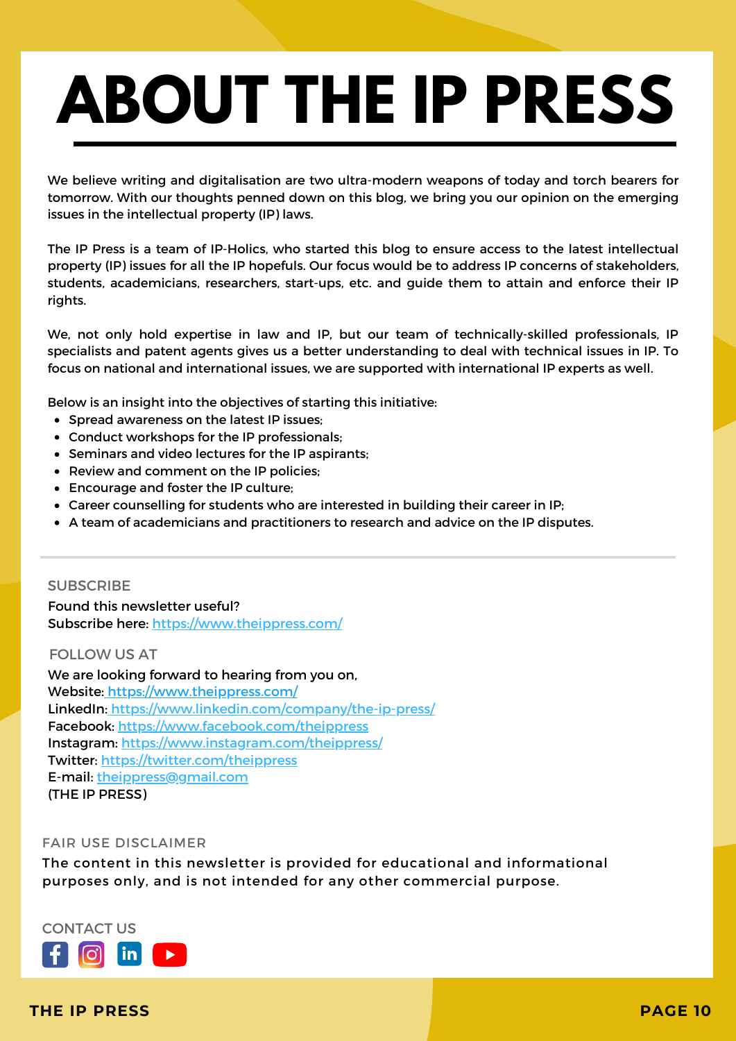# ABOUT THE IP PRESS

We believe writing and digitalisation are two ultra-modern weapons of today and torch bearers for tomorrow. With our thoughts penned down on this blog, we bring you our opinion on the emerging issues in the intellectual property (IP) laws.

The IP Press is a team of IP-Holics, who started this blog to ensure access to the latest intellectual property (IP) issues for all the IP hopefuls. Our focus would be to address IP concerns of stakeholders, students, academicians, researchers, start-ups, etc. and guide them to attain and enforce their IP rights.

We, not only hold expertise in law and IP, but our team of technically-skilled professionals, IP specialists and patent agents gives us a better understanding to deal with technical issues in IP. To focus on national and international issues, we are supported with international IP experts as well.

Below is an insight into the objectives of starting this initiative:

- Spread awareness on the latest IP issues;
- Conduct workshops for the IP professionals;
- Seminars and video lectures for the IP aspirants;
- Review and comment on the IP policies;
- Encourage and foster the IP culture;
- Career counselling for students who are interested in building their career in IP;
- A team of academicians and practitioners to research and advice on the IP disputes.

---

### SUBSCRIBE

Found this newsletter useful?
Subscribe here: https://www.theippress.com/

### FOLLOW US AT

We are looking forward to hearing from you on,
Website: https://www.theippress.com/
LinkedIn: https://www.linkedin.com/company/the-ip-press/
Facebook: https://www.facebook.com/theippress
Instagram: https://www.instagram.com/theippress/
Twitter: https://twitter.com/theippress
E-mail: theippress@gmail.com
(THE IP PRESS)

### FAIR USE DISCLAIMER

The content in this newsletter is provided for educational and informational purposes only, and is not intended for any other commercial purpose.

### CONTACT US